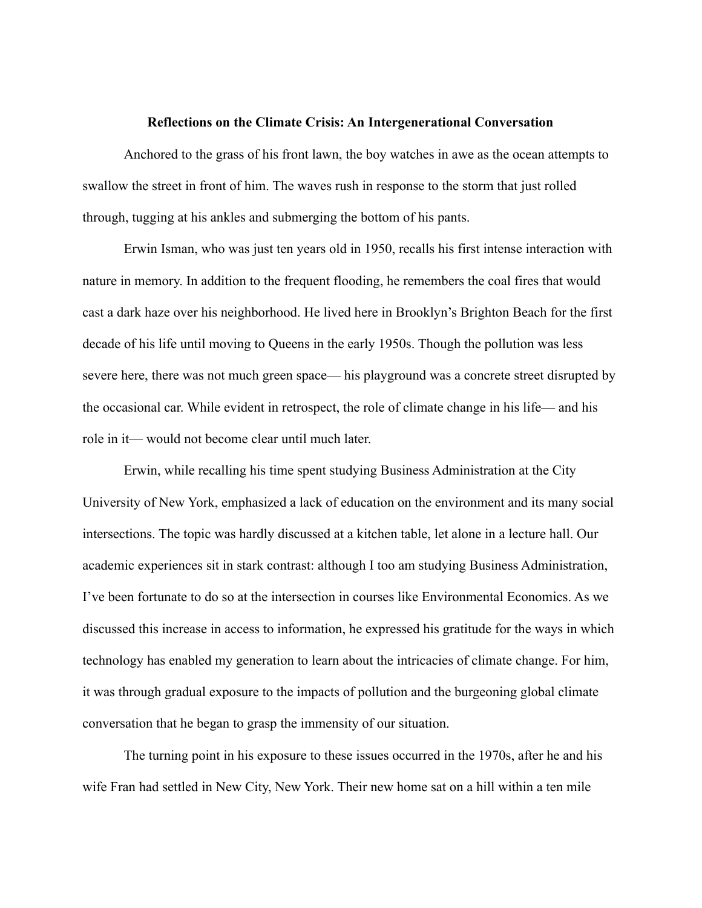**Reflections on the Climate Crisis: An Intergenerational Conversation**

Anchored to the grass of his front lawn, the boy watches in awe as the ocean attempts to swallow the street in front of him. The waves rush in response to the storm that just rolled through, tugging at his ankles and submerging the bottom of his pants.

Erwin Isman, who was just ten years old in 1950, recalls his first intense interaction with nature in memory. In addition to the frequent flooding, he remembers the coal fires that would cast a dark haze over his neighborhood. He lived here in Brooklyn's Brighton Beach for the first decade of his life until moving to Queens in the early 1950s. Though the pollution was less severe here, there was not much green space— his playground was a concrete street disrupted by the occasional car. While evident in retrospect, the role of climate change in his life— and his role in it— would not become clear until much later.

Erwin, while recalling his time spent studying Business Administration at the City University of New York, emphasized a lack of education on the environment and its many social intersections. The topic was hardly discussed at a kitchen table, let alone in a lecture hall. Our academic experiences sit in stark contrast: although I too am studying Business Administration, I've been fortunate to do so at the intersection in courses like Environmental Economics. As we discussed this increase in access to information, he expressed his gratitude for the ways in which technology has enabled my generation to learn about the intricacies of climate change. For him, it was through gradual exposure to the impacts of pollution and the burgeoning global climate conversation that he began to grasp the immensity of our situation.

The turning point in his exposure to these issues occurred in the 1970s, after he and his wife Fran had settled in New City, New York. Their new home sat on a hill within a ten mile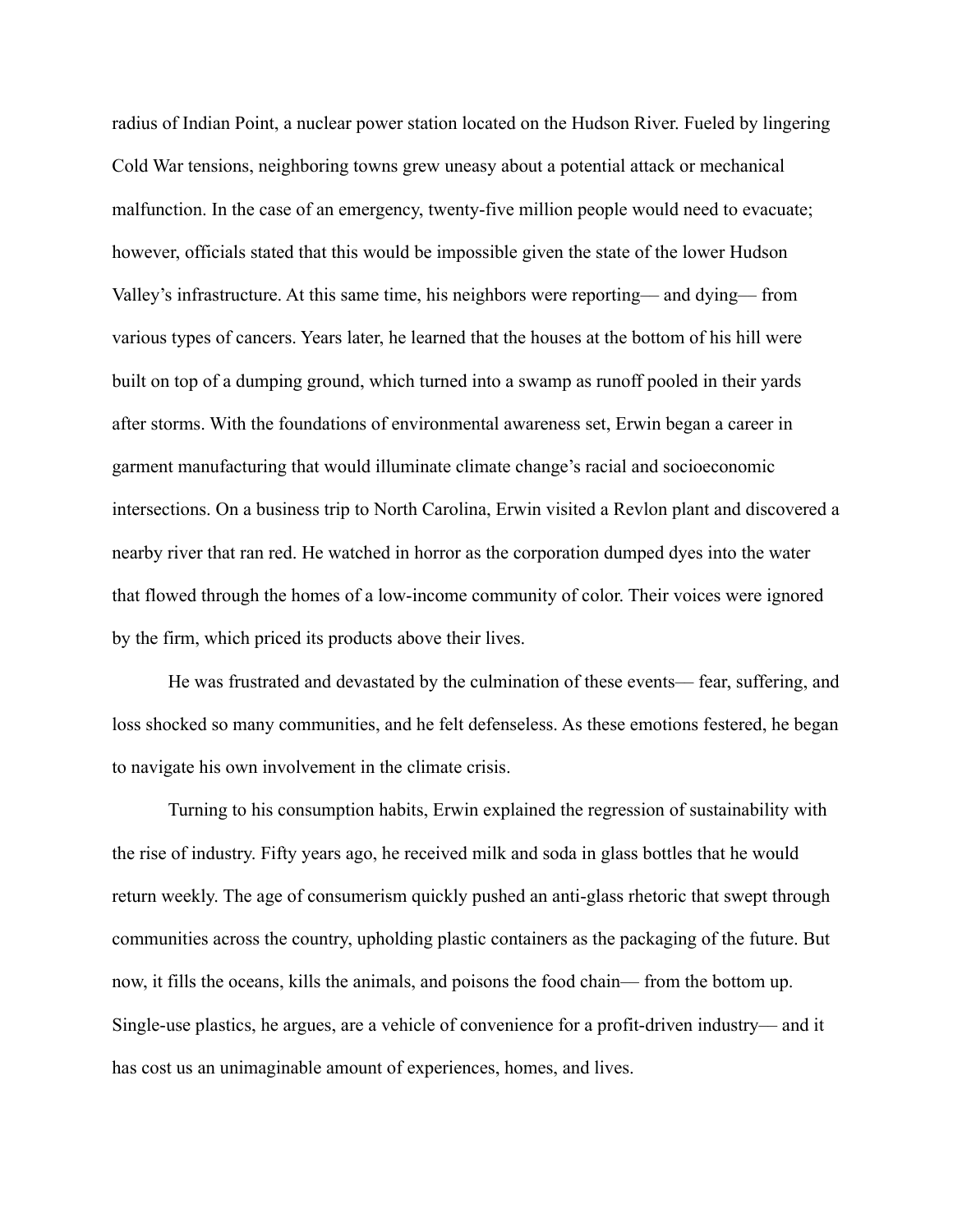radius of Indian Point, a nuclear power station located on the Hudson River. Fueled by lingering Cold War tensions, neighboring towns grew uneasy about a potential attack or mechanical malfunction. In the case of an emergency, twenty-five million people would need to evacuate; however, officials stated that this would be impossible given the state of the lower Hudson Valley's infrastructure. At this same time, his neighbors were reporting— and dying— from various types of cancers. Years later, he learned that the houses at the bottom of his hill were built on top of a dumping ground, which turned into a swamp as runoff pooled in their yards after storms. With the foundations of environmental awareness set, Erwin began a career in garment manufacturing that would illuminate climate change's racial and socioeconomic intersections. On a business trip to North Carolina, Erwin visited a Revlon plant and discovered a nearby river that ran red. He watched in horror as the corporation dumped dyes into the water that flowed through the homes of a low-income community of color. Their voices were ignored by the firm, which priced its products above their lives.

He was frustrated and devastated by the culmination of these events— fear, suffering, and loss shocked so many communities, and he felt defenseless. As these emotions festered, he began to navigate his own involvement in the climate crisis.

Turning to his consumption habits, Erwin explained the regression of sustainability with the rise of industry. Fifty years ago, he received milk and soda in glass bottles that he would return weekly. The age of consumerism quickly pushed an anti-glass rhetoric that swept through communities across the country, upholding plastic containers as the packaging of the future. But now, it fills the oceans, kills the animals, and poisons the food chain— from the bottom up. Single-use plastics, he argues, are a vehicle of convenience for a profit-driven industry— and it has cost us an unimaginable amount of experiences, homes, and lives.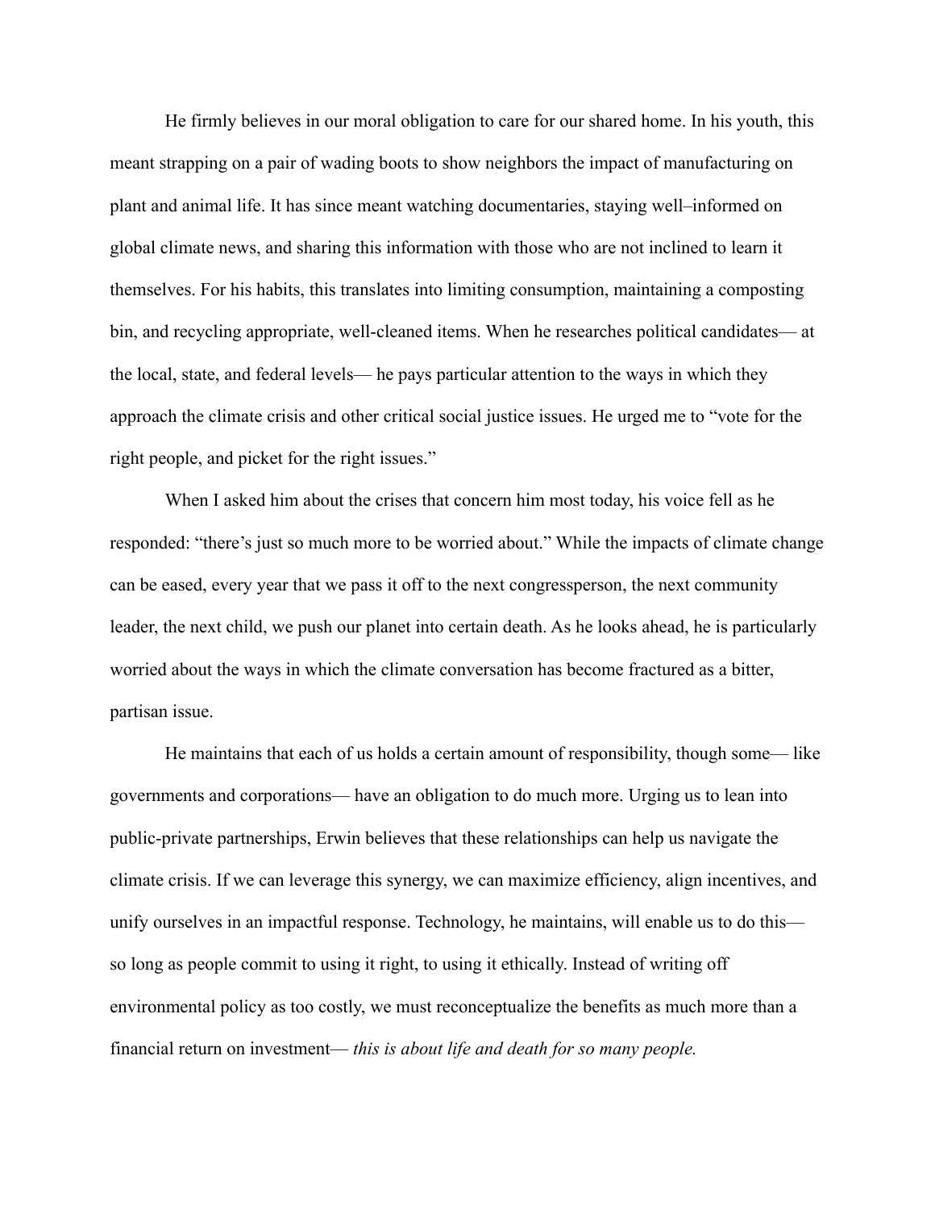He firmly believes in our moral obligation to care for our shared home. In his youth, this meant strapping on a pair of wading boots to show neighbors the impact of manufacturing on plant and animal life. It has since meant watching documentaries, staying well–informed on global climate news, and sharing this information with those who are not inclined to learn it themselves. For his habits, this translates into limiting consumption, maintaining a composting bin, and recycling appropriate, well-cleaned items. When he researches political candidates— at the local, state, and federal levels— he pays particular attention to the ways in which they approach the climate crisis and other critical social justice issues. He urged me to "vote for the right people, and picket for the right issues."

When I asked him about the crises that concern him most today, his voice fell as he responded: "there's just so much more to be worried about." While the impacts of climate change can be eased, every year that we pass it off to the next congressperson, the next community leader, the next child, we push our planet into certain death. As he looks ahead, he is particularly worried about the ways in which the climate conversation has become fractured as a bitter, partisan issue.

He maintains that each of us holds a certain amount of responsibility, though some— like governments and corporations— have an obligation to do much more. Urging us to lean into public-private partnerships, Erwin believes that these relationships can help us navigate the climate crisis. If we can leverage this synergy, we can maximize efficiency, align incentives, and unify ourselves in an impactful response. Technology, he maintains, will enable us to do this— so long as people commit to using it right, to using it ethically. Instead of writing off environmental policy as too costly, we must reconceptualize the benefits as much more than a financial return on investment— *this is about life and death for so many people.*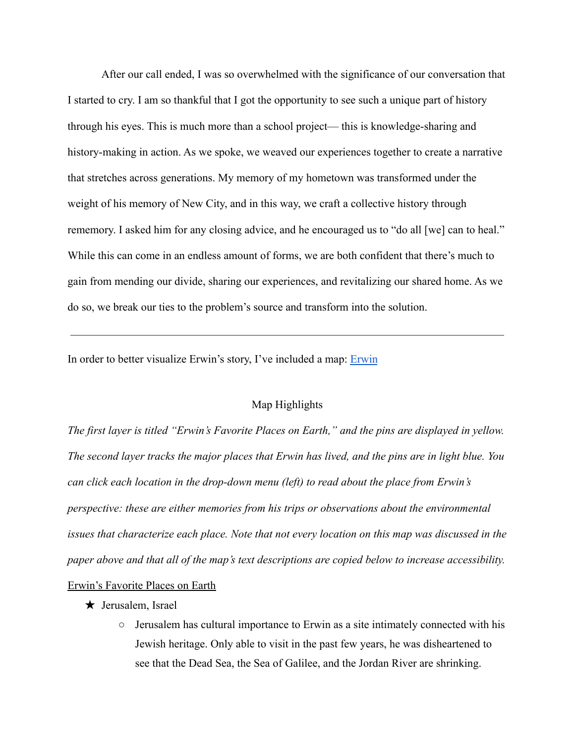After our call ended, I was so overwhelmed with the significance of our conversation that I started to cry. I am so thankful that I got the opportunity to see such a unique part of history through his eyes. This is much more than a school project— this is knowledge-sharing and history-making in action. As we spoke, we weaved our experiences together to create a narrative that stretches across generations. My memory of my hometown was transformed under the weight of his memory of New City, and in this way, we craft a collective history through rememory. I asked him for any closing advice, and he encouraged us to "do all [we] can to heal." While this can come in an endless amount of forms, we are both confident that there's much to gain from mending our divide, sharing our experiences, and revitalizing our shared home. As we do so, we break our ties to the problem's source and transform into the solution.

---

In order to better visualize Erwin's story, I've included a map: [Erwin]

Map Highlights

*The first layer is titled "Erwin's Favorite Places on Earth," and the pins are displayed in yellow. The second layer tracks the major places that Erwin has lived, and the pins are in light blue. You can click each location in the drop-down menu (left) to read about the place from Erwin's perspective: these are either memories from his trips or observations about the environmental issues that characterize each place. Note that not every location on this map was discussed in the paper above and that all of the map's text descriptions are copied below to increase accessibility.*

<u>Erwin's Favorite Places on Earth</u>

★ Jerusalem, Israel
- Jerusalem has cultural importance to Erwin as a site intimately connected with his Jewish heritage. Only able to visit in the past few years, he was disheartened to see that the Dead Sea, the Sea of Galilee, and the Jordan River are shrinking.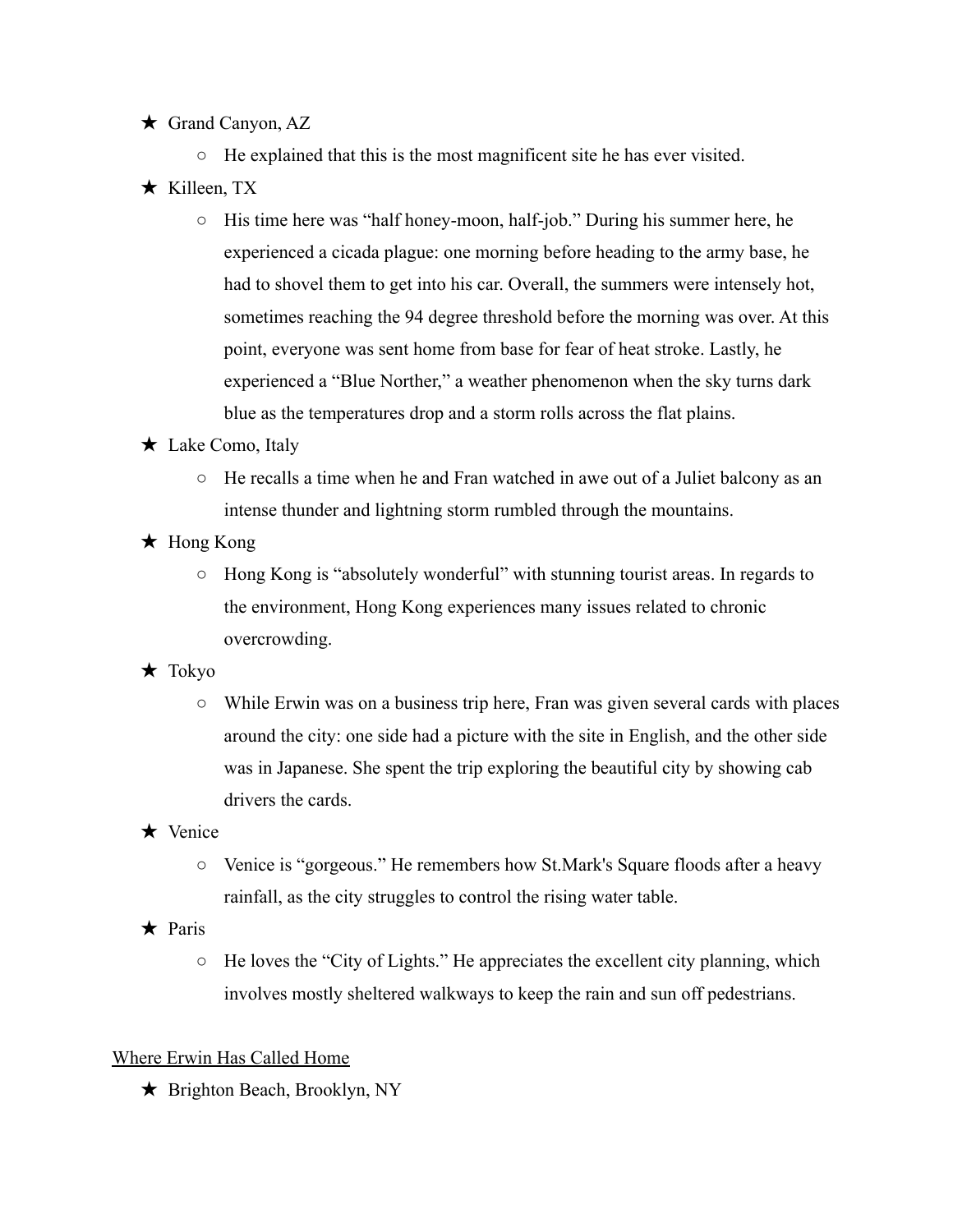- ★ Grand Canyon, AZ
  - He explained that this is the most magnificent site he has ever visited.
- ★ Killeen, TX
  - His time here was "half honey-moon, half-job." During his summer here, he experienced a cicada plague: one morning before heading to the army base, he had to shovel them to get into his car. Overall, the summers were intensely hot, sometimes reaching the 94 degree threshold before the morning was over. At this point, everyone was sent home from base for fear of heat stroke. Lastly, he experienced a "Blue Norther," a weather phenomenon when the sky turns dark blue as the temperatures drop and a storm rolls across the flat plains.
- ★ Lake Como, Italy
  - He recalls a time when he and Fran watched in awe out of a Juliet balcony as an intense thunder and lightning storm rumbled through the mountains.
- ★ Hong Kong
  - Hong Kong is "absolutely wonderful" with stunning tourist areas. In regards to the environment, Hong Kong experiences many issues related to chronic overcrowding.
- ★ Tokyo
  - While Erwin was on a business trip here, Fran was given several cards with places around the city: one side had a picture with the site in English, and the other side was in Japanese. She spent the trip exploring the beautiful city by showing cab drivers the cards.
- ★ Venice
  - Venice is "gorgeous." He remembers how St.Mark's Square floods after a heavy rainfall, as the city struggles to control the rising water table.
- ★ Paris
  - He loves the "City of Lights." He appreciates the excellent city planning, which involves mostly sheltered walkways to keep the rain and sun off pedestrians.

<u>Where Erwin Has Called Home</u>

- ★ Brighton Beach, Brooklyn, NY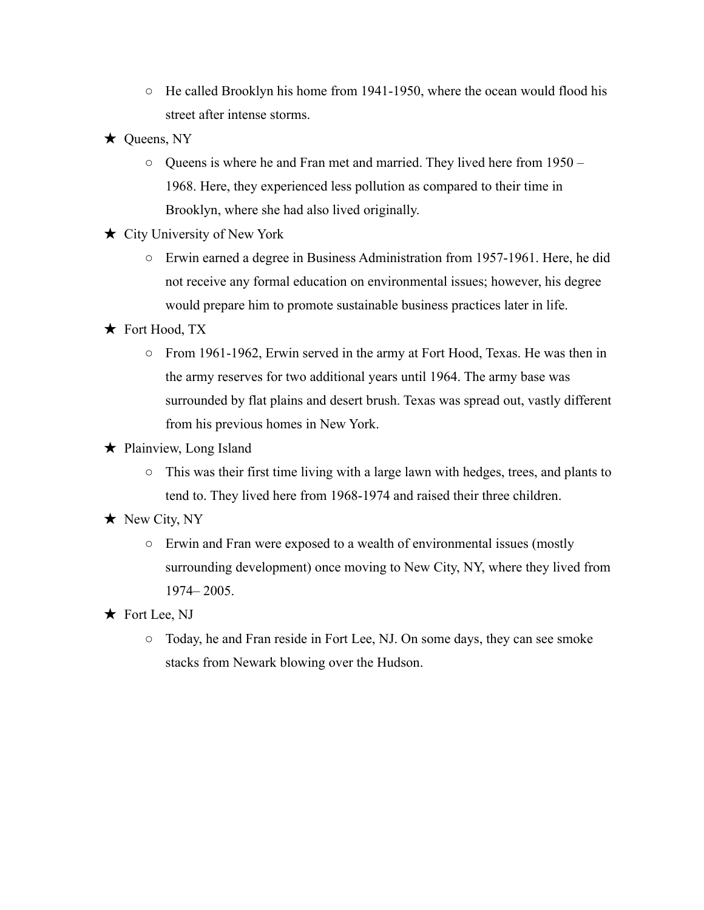- He called Brooklyn his home from 1941-1950, where the ocean would flood his street after intense storms.
- ★ Queens, NY
  - Queens is where he and Fran met and married. They lived here from 1950 – 1968. Here, they experienced less pollution as compared to their time in Brooklyn, where she had also lived originally.
- ★ City University of New York
  - Erwin earned a degree in Business Administration from 1957-1961. Here, he did not receive any formal education on environmental issues; however, his degree would prepare him to promote sustainable business practices later in life.
- ★ Fort Hood, TX
  - From 1961-1962, Erwin served in the army at Fort Hood, Texas. He was then in the army reserves for two additional years until 1964. The army base was surrounded by flat plains and desert brush. Texas was spread out, vastly different from his previous homes in New York.
- ★ Plainview, Long Island
  - This was their first time living with a large lawn with hedges, trees, and plants to tend to. They lived here from 1968-1974 and raised their three children.
- ★ New City, NY
  - Erwin and Fran were exposed to a wealth of environmental issues (mostly surrounding development) once moving to New City, NY, where they lived from 1974– 2005.
- ★ Fort Lee, NJ
  - Today, he and Fran reside in Fort Lee, NJ. On some days, they can see smoke stacks from Newark blowing over the Hudson.